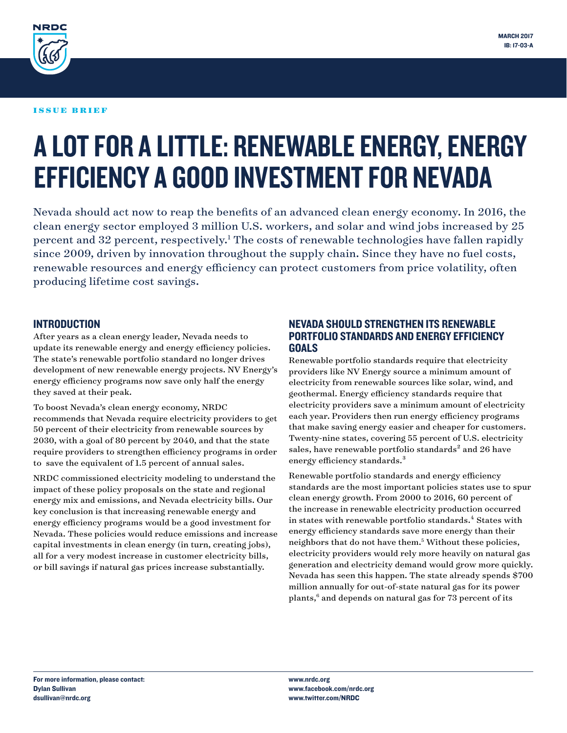NRDC

MARCH 2017
IB: 17-03-A

ISSUE BRIEF

# A LOT FOR A LITTLE: RENEWABLE ENERGY, ENERGY EFFICIENCY A GOOD INVESTMENT FOR NEVADA

Nevada should act now to reap the benefits of an advanced clean energy economy. In 2016, the clean energy sector employed 3 million U.S. workers, and solar and wind jobs increased by 25 percent and 32 percent, respectively.[1] The costs of renewable technologies have fallen rapidly since 2009, driven by innovation throughout the supply chain. Since they have no fuel costs, renewable resources and energy efficiency can protect customers from price volatility, often producing lifetime cost savings.

## INTRODUCTION

After years as a clean energy leader, Nevada needs to update its renewable energy and energy efficiency policies. The state's renewable portfolio standard no longer drives development of new renewable energy projects. NV Energy's energy efficiency programs now save only half the energy they saved at their peak.

To boost Nevada's clean energy economy, NRDC recommends that Nevada require electricity providers to get 50 percent of their electricity from renewable sources by 2030, with a goal of 80 percent by 2040, and that the state require providers to strengthen efficiency programs in order to save the equivalent of 1.5 percent of annual sales.

NRDC commissioned electricity modeling to understand the impact of these policy proposals on the state and regional energy mix and emissions, and Nevada electricity bills. Our key conclusion is that increasing renewable energy and energy efficiency programs would be a good investment for Nevada. These policies would reduce emissions and increase capital investments in clean energy (in turn, creating jobs), all for a very modest increase in customer electricity bills, or bill savings if natural gas prices increase substantially.

## NEVADA SHOULD STRENGTHEN ITS RENEWABLE PORTFOLIO STANDARDS AND ENERGY EFFICIENCY GOALS

Renewable portfolio standards require that electricity providers like NV Energy source a minimum amount of electricity from renewable sources like solar, wind, and geothermal. Energy efficiency standards require that electricity providers save a minimum amount of electricity each year. Providers then run energy efficiency programs that make saving energy easier and cheaper for customers. Twenty-nine states, covering 55 percent of U.S. electricity sales, have renewable portfolio standards[2] and 26 have energy efficiency standards.[3]

Renewable portfolio standards and energy efficiency standards are the most important policies states use to spur clean energy growth. From 2000 to 2016, 60 percent of the increase in renewable electricity production occurred in states with renewable portfolio standards.[4] States with energy efficiency standards save more energy than their neighbors that do not have them.[5] Without these policies, electricity providers would rely more heavily on natural gas generation and electricity demand would grow more quickly. Nevada has seen this happen. The state already spends $700 million annually for out-of-state natural gas for its power plants,[6] and depends on natural gas for 73 percent of its

For more information, please contact:
Dylan Sullivan
dsullivan@nrdc.org

www.nrdc.org
www.facebook.com/nrdc.org
www.twitter.com/NRDC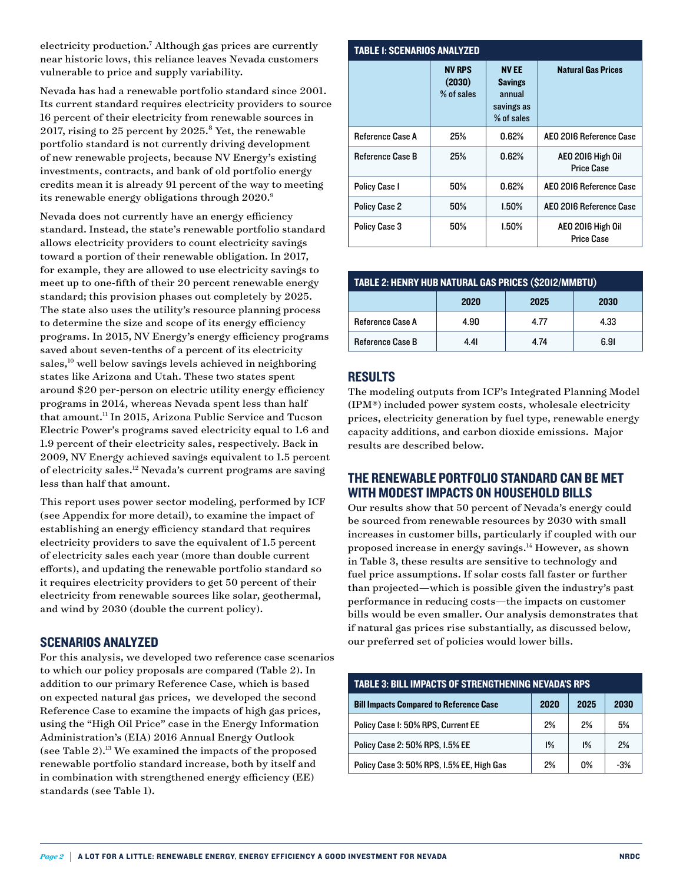electricity production.[7] Although gas prices are currently near historic lows, this reliance leaves Nevada customers vulnerable to price and supply variability.

Nevada has had a renewable portfolio standard since 2001. Its current standard requires electricity providers to source 16 percent of their electricity from renewable sources in 2017, rising to 25 percent by 2025.[8] Yet, the renewable portfolio standard is not currently driving development of new renewable projects, because NV Energy's existing investments, contracts, and bank of old portfolio energy credits mean it is already 91 percent of the way to meeting its renewable energy obligations through 2020.[9]

Nevada does not currently have an energy efficiency standard. Instead, the state's renewable portfolio standard allows electricity providers to count electricity savings toward a portion of their renewable obligation. In 2017, for example, they are allowed to use electricity savings to meet up to one-fifth of their 20 percent renewable energy standard; this provision phases out completely by 2025. The state also uses the utility's resource planning process to determine the size and scope of its energy efficiency programs. In 2015, NV Energy's energy efficiency programs saved about seven-tenths of a percent of its electricity sales,[10] well below savings levels achieved in neighboring states like Arizona and Utah. These two states spent around $20 per-person on electric utility energy efficiency programs in 2014, whereas Nevada spent less than half that amount.[11] In 2015, Arizona Public Service and Tucson Electric Power's programs saved electricity equal to 1.6 and 1.9 percent of their electricity sales, respectively. Back in 2009, NV Energy achieved savings equivalent to 1.5 percent of electricity sales.[12] Nevada's current programs are saving less than half that amount.

This report uses power sector modeling, performed by ICF (see Appendix for more detail), to examine the impact of establishing an energy efficiency standard that requires electricity providers to save the equivalent of 1.5 percent of electricity sales each year (more than double current efforts), and updating the renewable portfolio standard so it requires electricity providers to get 50 percent of their electricity from renewable sources like solar, geothermal, and wind by 2030 (double the current policy).

## SCENARIOS ANALYZED

For this analysis, we developed two reference case scenarios to which our policy proposals are compared (Table 2). In addition to our primary Reference Case, which is based on expected natural gas prices, we developed the second Reference Case to examine the impacts of high gas prices, using the "High Oil Price" case in the Energy Information Administration's (EIA) 2016 Annual Energy Outlook (see Table 2).[13] We examined the impacts of the proposed renewable portfolio standard increase, both by itself and in combination with strengthened energy efficiency (EE) standards (see Table 1).

**TABLE 1: SCENARIOS ANALYZED**

| | NV RPS (2030) % of sales | NV EE Savings annual savings as % of sales | Natural Gas Prices |
|---|---|---|---|
| Reference Case A | 25% | 0.62% | AEO 2016 Reference Case |
| Reference Case B | 25% | 0.62% | AEO 2016 High Oil Price Case |
| Policy Case 1 | 50% | 0.62% | AEO 2016 Reference Case |
| Policy Case 2 | 50% | 1.50% | AEO 2016 Reference Case |
| Policy Case 3 | 50% | 1.50% | AEO 2016 High Oil Price Case |

**TABLE 2: HENRY HUB NATURAL GAS PRICES ($2012/MMBTU)**

| | 2020 | 2025 | 2030 |
|---|---|---|---|
| Reference Case A | 4.90 | 4.77 | 4.33 |
| Reference Case B | 4.41 | 4.74 | 6.91 |

## RESULTS

The modeling outputs from ICF's Integrated Planning Model (IPM®) included power system costs, wholesale electricity prices, electricity generation by fuel type, renewable energy capacity additions, and carbon dioxide emissions. Major results are described below.

## THE RENEWABLE PORTFOLIO STANDARD CAN BE MET WITH MODEST IMPACTS ON HOUSEHOLD BILLS

Our results show that 50 percent of Nevada's energy could be sourced from renewable resources by 2030 with small increases in customer bills, particularly if coupled with our proposed increase in energy savings.[14] However, as shown in Table 3, these results are sensitive to technology and fuel price assumptions. If solar costs fall faster or further than projected—which is possible given the industry's past performance in reducing costs—the impacts on customer bills would be even smaller. Our analysis demonstrates that if natural gas prices rise substantially, as discussed below, our preferred set of policies would lower bills.

**TABLE 3: BILL IMPACTS OF STRENGTHENING NEVADA'S RPS**

| Bill Impacts Compared to Reference Case | 2020 | 2025 | 2030 |
|---|---|---|---|
| Policy Case 1: 50% RPS, Current EE | 2% | 2% | 5% |
| Policy Case 2: 50% RPS, 1.5% EE | 1% | 1% | 2% |
| Policy Case 3: 50% RPS, 1.5% EE, High Gas | 2% | 0% | -3% |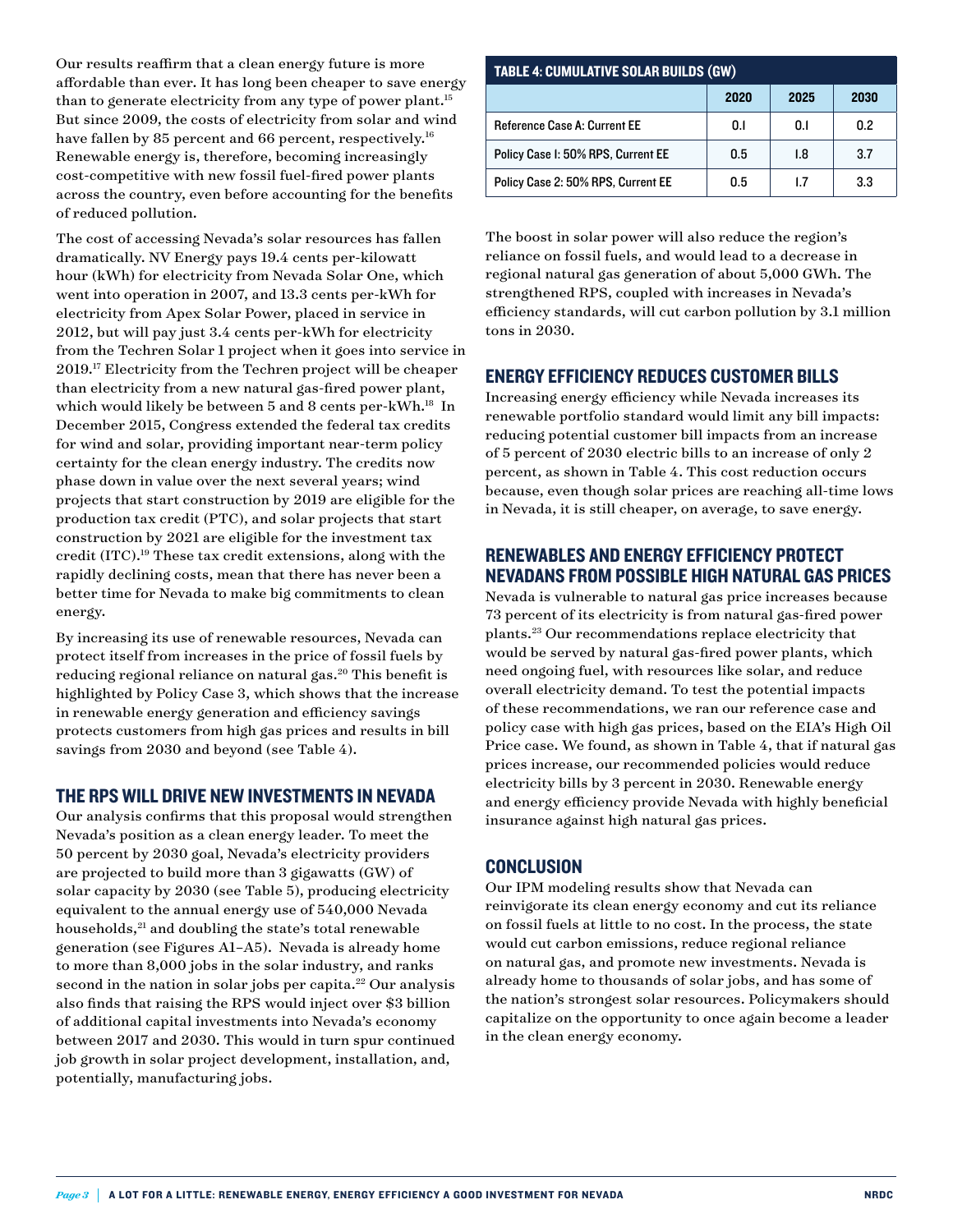Our results reaffirm that a clean energy future is more affordable than ever. It has long been cheaper to save energy than to generate electricity from any type of power plant.[15] But since 2009, the costs of electricity from solar and wind have fallen by 85 percent and 66 percent, respectively.[16] Renewable energy is, therefore, becoming increasingly cost-competitive with new fossil fuel-fired power plants across the country, even before accounting for the benefits of reduced pollution.

The cost of accessing Nevada's solar resources has fallen dramatically. NV Energy pays 19.4 cents per-kilowatt hour (kWh) for electricity from Nevada Solar One, which went into operation in 2007, and 13.3 cents per-kWh for electricity from Apex Solar Power, placed in service in 2012, but will pay just 3.4 cents per-kWh for electricity from the Techren Solar 1 project when it goes into service in 2019.[17] Electricity from the Techren project will be cheaper than electricity from a new natural gas-fired power plant, which would likely be between 5 and 8 cents per-kWh.[18] In December 2015, Congress extended the federal tax credits for wind and solar, providing important near-term policy certainty for the clean energy industry. The credits now phase down in value over the next several years; wind projects that start construction by 2019 are eligible for the production tax credit (PTC), and solar projects that start construction by 2021 are eligible for the investment tax credit (ITC).[19] These tax credit extensions, along with the rapidly declining costs, mean that there has never been a better time for Nevada to make big commitments to clean energy.

By increasing its use of renewable resources, Nevada can protect itself from increases in the price of fossil fuels by reducing regional reliance on natural gas.[20] This benefit is highlighted by Policy Case 3, which shows that the increase in renewable energy generation and efficiency savings protects customers from high gas prices and results in bill savings from 2030 and beyond (see Table 4).

## THE RPS WILL DRIVE NEW INVESTMENTS IN NEVADA

Our analysis confirms that this proposal would strengthen Nevada's position as a clean energy leader. To meet the 50 percent by 2030 goal, Nevada's electricity providers are projected to build more than 3 gigawatts (GW) of solar capacity by 2030 (see Table 5), producing electricity equivalent to the annual energy use of 540,000 Nevada households,[21] and doubling the state's total renewable generation (see Figures A1–A5). Nevada is already home to more than 8,000 jobs in the solar industry, and ranks second in the nation in solar jobs per capita.[22] Our analysis also finds that raising the RPS would inject over $3 billion of additional capital investments into Nevada's economy between 2017 and 2030. This would in turn spur continued job growth in solar project development, installation, and, potentially, manufacturing jobs.

**TABLE 4: CUMULATIVE SOLAR BUILDS (GW)**

| | 2020 | 2025 | 2030 |
|---|---|---|---|
| Reference Case A: Current EE | 0.1 | 0.1 | 0.2 |
| Policy Case 1: 50% RPS, Current EE | 0.5 | 1.8 | 3.7 |
| Policy Case 2: 50% RPS, Current EE | 0.5 | 1.7 | 3.3 |

The boost in solar power will also reduce the region's reliance on fossil fuels, and would lead to a decrease in regional natural gas generation of about 5,000 GWh. The strengthened RPS, coupled with increases in Nevada's efficiency standards, will cut carbon pollution by 3.1 million tons in 2030.

## ENERGY EFFICIENCY REDUCES CUSTOMER BILLS

Increasing energy efficiency while Nevada increases its renewable portfolio standard would limit any bill impacts: reducing potential customer bill impacts from an increase of 5 percent of 2030 electric bills to an increase of only 2 percent, as shown in Table 4. This cost reduction occurs because, even though solar prices are reaching all-time lows in Nevada, it is still cheaper, on average, to save energy.

## RENEWABLES AND ENERGY EFFICIENCY PROTECT NEVADANS FROM POSSIBLE HIGH NATURAL GAS PRICES

Nevada is vulnerable to natural gas price increases because 73 percent of its electricity is from natural gas-fired power plants.[23] Our recommendations replace electricity that would be served by natural gas-fired power plants, which need ongoing fuel, with resources like solar, and reduce overall electricity demand. To test the potential impacts of these recommendations, we ran our reference case and policy case with high gas prices, based on the EIA's High Oil Price case. We found, as shown in Table 4, that if natural gas prices increase, our recommended policies would reduce electricity bills by 3 percent in 2030. Renewable energy and energy efficiency provide Nevada with highly beneficial insurance against high natural gas prices.

## CONCLUSION

Our IPM modeling results show that Nevada can reinvigorate its clean energy economy and cut its reliance on fossil fuels at little to no cost. In the process, the state would cut carbon emissions, reduce regional reliance on natural gas, and promote new investments. Nevada is already home to thousands of solar jobs, and has some of the nation's strongest solar resources. Policymakers should capitalize on the opportunity to once again become a leader in the clean energy economy.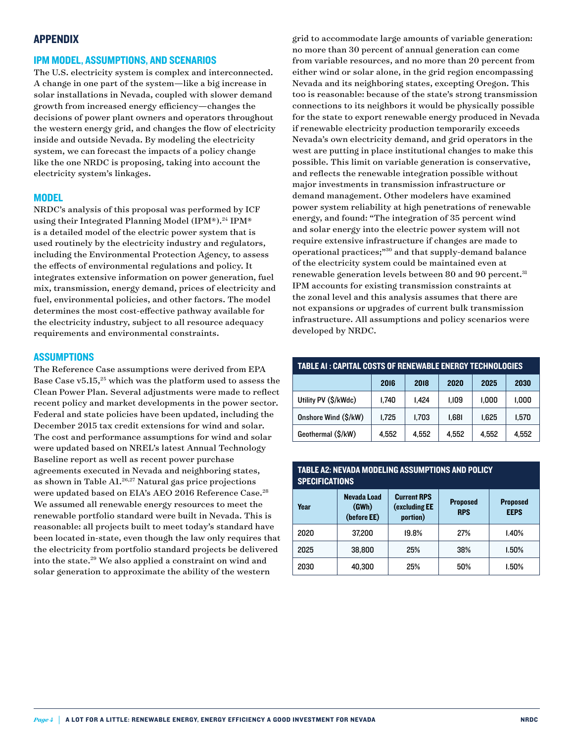## APPENDIX

### IPM MODEL, ASSUMPTIONS, AND SCENARIOS

The U.S. electricity system is complex and interconnected. A change in one part of the system—like a big increase in solar installations in Nevada, coupled with slower demand growth from increased energy efficiency—changes the decisions of power plant owners and operators throughout the western energy grid, and changes the flow of electricity inside and outside Nevada. By modeling the electricity system, we can forecast the impacts of a policy change like the one NRDC is proposing, taking into account the electricity system's linkages.

### MODEL

NRDC's analysis of this proposal was performed by ICF using their Integrated Planning Model (IPM®).[24] IPM® is a detailed model of the electric power system that is used routinely by the electricity industry and regulators, including the Environmental Protection Agency, to assess the effects of environmental regulations and policy. It integrates extensive information on power generation, fuel mix, transmission, energy demand, prices of electricity and fuel, environmental policies, and other factors. The model determines the most cost-effective pathway available for the electricity industry, subject to all resource adequacy requirements and environmental constraints.

### ASSUMPTIONS

The Reference Case assumptions were derived from EPA Base Case v5.15,[25] which was the platform used to assess the Clean Power Plan. Several adjustments were made to reflect recent policy and market developments in the power sector. Federal and state policies have been updated, including the December 2015 tax credit extensions for wind and solar. The cost and performance assumptions for wind and solar were updated based on NREL's latest Annual Technology Baseline report as well as recent power purchase agreements executed in Nevada and neighboring states, as shown in Table A1.[26,27] Natural gas price projections were updated based on EIA's AEO 2016 Reference Case.[28] We assumed all renewable energy resources to meet the renewable portfolio standard were built in Nevada. This is reasonable: all projects built to meet today's standard have been located in-state, even though the law only requires that the electricity from portfolio standard projects be delivered into the state.[29] We also applied a constraint on wind and solar generation to approximate the ability of the western grid to accommodate large amounts of variable generation: no more than 30 percent of annual generation can come from variable resources, and no more than 20 percent from either wind or solar alone, in the grid region encompassing Nevada and its neighboring states, excepting Oregon. This too is reasonable: because of the state's strong transmission connections to its neighbors it would be physically possible for the state to export renewable energy produced in Nevada if renewable electricity production temporarily exceeds Nevada's own electricity demand, and grid operators in the west are putting in place institutional changes to make this possible. This limit on variable generation is conservative, and reflects the renewable integration possible without major investments in transmission infrastructure or demand management. Other modelers have examined power system reliability at high penetrations of renewable energy, and found: "The integration of 35 percent wind and solar energy into the electric power system will not require extensive infrastructure if changes are made to operational practices;"[30] and that supply-demand balance of the electricity system could be maintained even at renewable generation levels between 80 and 90 percent.[31] IPM accounts for existing transmission constraints at the zonal level and this analysis assumes that there are not expansions or upgrades of current bulk transmission infrastructure. All assumptions and policy scenarios were developed by NRDC.

**TABLE A1 : CAPITAL COSTS OF RENEWABLE ENERGY TECHNOLOGIES**

| | 2016 | 2018 | 2020 | 2025 | 2030 |
|---|---|---|---|---|---|
| Utility PV ($/kWdc) | 1,740 | 1,424 | 1,109 | 1,000 | 1,000 |
| Onshore Wind ($/kW) | 1,725 | 1,703 | 1,681 | 1,625 | 1,570 |
| Geothermal ($/kW) | 4,552 | 4,552 | 4,552 | 4,552 | 4,552 |

**TABLE A2: NEVADA MODELING ASSUMPTIONS AND POLICY SPECIFICATIONS**

| Year | Nevada Load (GWh) (before EE) | Current RPS (excluding EE portion) | Proposed RPS | Proposed EEPS |
|---|---|---|---|---|
| 2020 | 37,200 | 19.8% | 27% | 1.40% |
| 2025 | 38,800 | 25% | 38% | 1.50% |
| 2030 | 40,300 | 25% | 50% | 1.50% |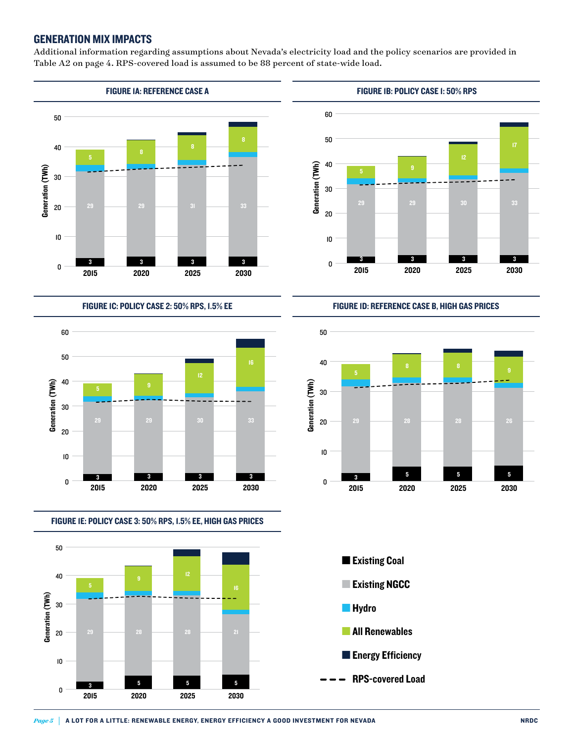## GENERATION MIX IMPACTS

Additional information regarding assumptions about Nevada's electricity load and the policy scenarios are provided in Table A2 on page 4. RPS-covered load is assumed to be 88 percent of state-wide load.

**FIGURE 1A: REFERENCE CASE A**

**FIGURE 1B: POLICY CASE 1: 50% RPS**

**FIGURE 1C: POLICY CASE 2: 50% RPS, 1.5% EE**

**FIGURE 1D: REFERENCE CASE B, HIGH GAS PRICES**

**FIGURE 1E: POLICY CASE 3: 50% RPS, 1.5% EE, HIGH GAS PRICES**

Legend: Existing Coal; Existing NGCC; Hydro; All Renewables; Energy Efficiency; RPS-covered Load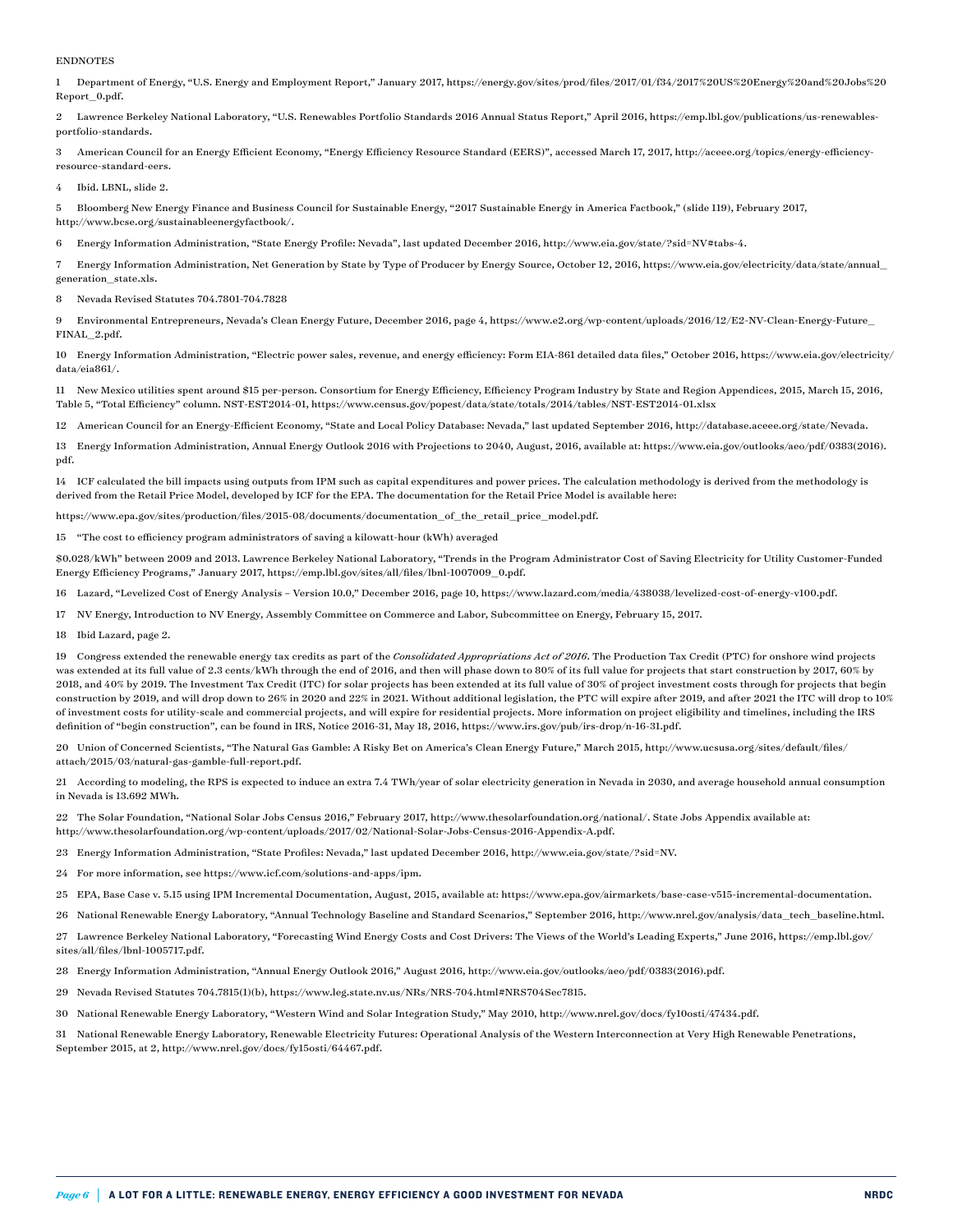ENDNOTES

1 Department of Energy, "U.S. Energy and Employment Report," January 2017, https://energy.gov/sites/prod/files/2017/01/f34/2017%20US%20Energy%20and%20Jobs%20Report_0.pdf.

2 Lawrence Berkeley National Laboratory, "U.S. Renewables Portfolio Standards 2016 Annual Status Report," April 2016, https://emp.lbl.gov/publications/us-renewables-portfolio-standards.

3 American Council for an Energy Efficient Economy, "Energy Efficiency Resource Standard (EERS)", accessed March 17, 2017, http://aceee.org/topics/energy-efficiency-resource-standard-eers.

4 Ibid. LBNL, slide 2.

5 Bloomberg New Energy Finance and Business Council for Sustainable Energy, "2017 Sustainable Energy in America Factbook," (slide 119), February 2017, http://www.bcse.org/sustainableenergyfactbook/.

6 Energy Information Administration, "State Energy Profile: Nevada", last updated December 2016, http://www.eia.gov/state/?sid=NV#tabs-4.

7 Energy Information Administration, Net Generation by State by Type of Producer by Energy Source, October 12, 2016, https://www.eia.gov/electricity/data/state/annual_generation_state.xls.

8 Nevada Revised Statutes 704.7801-704.7828

9 Environmental Entrepreneurs, Nevada's Clean Energy Future, December 2016, page 4, https://www.e2.org/wp-content/uploads/2016/12/E2-NV-Clean-Energy-Future_FINAL_2.pdf.

10 Energy Information Administration, "Electric power sales, revenue, and energy efficiency: Form EIA-861 detailed data files," October 2016, https://www.eia.gov/electricity/data/eia861/.

11 New Mexico utilities spent around $15 per-person. Consortium for Energy Efficiency, Efficiency Program Industry by State and Region Appendices, 2015, March 15, 2016, Table 5, "Total Efficiency" column. NST-EST2014-01, https://www.census.gov/popest/data/state/totals/2014/tables/NST-EST2014-01.xlsx

12 American Council for an Energy-Efficient Economy, "State and Local Policy Database: Nevada," last updated September 2016, http://database.aceee.org/state/Nevada.

13 Energy Information Administration, Annual Energy Outlook 2016 with Projections to 2040, August, 2016, available at: https://www.eia.gov/outlooks/aeo/pdf/0383(2016).pdf.

14 ICF calculated the bill impacts using outputs from IPM such as capital expenditures and power prices. The calculation methodology is derived from the methodology is derived from the Retail Price Model, developed by ICF for the EPA. The documentation for the Retail Price Model is available here:

https://www.epa.gov/sites/production/files/2015-08/documents/documentation_of_the_retail_price_model.pdf.

15 "The cost to efficiency program administrators of saving a kilowatt-hour (kWh) averaged

$0.028/kWh" between 2009 and 2013. Lawrence Berkeley National Laboratory, "Trends in the Program Administrator Cost of Saving Electricity for Utility Customer-Funded Energy Efficiency Programs," January 2017, https://emp.lbl.gov/sites/all/files/lbnl-1007009_0.pdf.

16 Lazard, "Levelized Cost of Energy Analysis – Version 10.0," December 2016, page 10, https://www.lazard.com/media/438038/levelized-cost-of-energy-v100.pdf.

17 NV Energy, Introduction to NV Energy, Assembly Committee on Commerce and Labor, Subcommittee on Energy, February 15, 2017.

18 Ibid Lazard, page 2.

19 Congress extended the renewable energy tax credits as part of the *Consolidated Appropriations Act of 2016*. The Production Tax Credit (PTC) for onshore wind projects was extended at its full value of 2.3 cents/kWh through the end of 2016, and then will phase down to 80% of its full value for projects that start construction by 2017, 60% by 2018, and 40% by 2019. The Investment Tax Credit (ITC) for solar projects has been extended at its full value of 30% of project investment costs through for projects that begin construction by 2019, and will drop down to 26% in 2020 and 22% in 2021. Without additional legislation, the PTC will expire after 2019, and after 2021 the ITC will drop to 10% of investment costs for utility-scale and commercial projects, and will expire for residential projects. More information on project eligibility and timelines, including the IRS definition of "begin construction", can be found in IRS, Notice 2016-31, May 18, 2016, https://www.irs.gov/pub/irs-drop/n-16-31.pdf.

20 Union of Concerned Scientists, "The Natural Gas Gamble: A Risky Bet on America's Clean Energy Future," March 2015, http://www.ucsusa.org/sites/default/files/attach/2015/03/natural-gas-gamble-full-report.pdf.

21 According to modeling, the RPS is expected to induce an extra 7.4 TWh/year of solar electricity generation in Nevada in 2030, and average household annual consumption in Nevada is 13.692 MWh.

22 The Solar Foundation, "National Solar Jobs Census 2016," February 2017, http://www.thesolarfoundation.org/national/. State Jobs Appendix available at: http://www.thesolarfoundation.org/wp-content/uploads/2017/02/National-Solar-Jobs-Census-2016-Appendix-A.pdf.

23 Energy Information Administration, "State Profiles: Nevada," last updated December 2016, http://www.eia.gov/state/?sid=NV.

24 For more information, see https://www.icf.com/solutions-and-apps/ipm.

25 EPA, Base Case v. 5.15 using IPM Incremental Documentation, August, 2015, available at: https://www.epa.gov/airmarkets/base-case-v515-incremental-documentation.

26 National Renewable Energy Laboratory, "Annual Technology Baseline and Standard Scenarios," September 2016, http://www.nrel.gov/analysis/data_tech_baseline.html.

27 Lawrence Berkeley National Laboratory, "Forecasting Wind Energy Costs and Cost Drivers: The Views of the World's Leading Experts," June 2016, https://emp.lbl.gov/sites/all/files/lbnl-1005717.pdf.

28 Energy Information Administration, "Annual Energy Outlook 2016," August 2016, http://www.eia.gov/outlooks/aeo/pdf/0383(2016).pdf.

29 Nevada Revised Statutes 704.7815(1)(b), https://www.leg.state.nv.us/NRs/NRS-704.html#NRS704Sec7815.

30 National Renewable Energy Laboratory, "Western Wind and Solar Integration Study," May 2010, http://www.nrel.gov/docs/fy10osti/47434.pdf.

31 National Renewable Energy Laboratory, Renewable Electricity Futures: Operational Analysis of the Western Interconnection at Very High Renewable Penetrations, September 2015, at 2, http://www.nrel.gov/docs/fy15osti/64467.pdf.